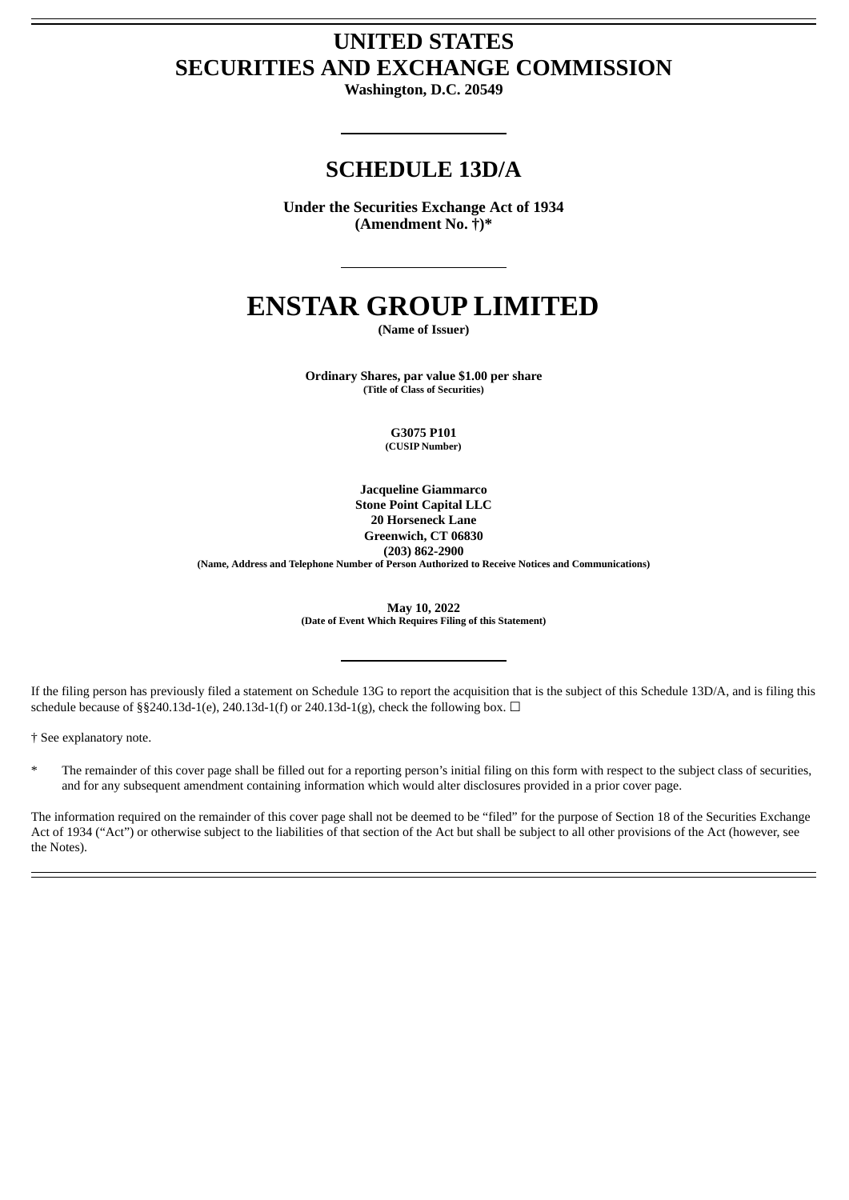# UNITED STATES
# SECURITIES AND EXCHANGE COMMISSION

**Washington, D.C. 20549**

## SCHEDULE 13D/A

**Under the Securities Exchange Act of 1934**
**(Amendment No. †)***

# ENSTAR GROUP LIMITED

**(Name of Issuer)**

**Ordinary Shares, par value $1.00 per share**
**(Title of Class of Securities)**

**G3075 P101**
**(CUSIP Number)**

**Jacqueline Giammarco**
**Stone Point Capital LLC**
**20 Horseneck Lane**
**Greenwich, CT 06830**
**(203) 862-2900**
**(Name, Address and Telephone Number of Person Authorized to Receive Notices and Communications)**

**May 10, 2022**
**(Date of Event Which Requires Filing of this Statement)**

If the filing person has previously filed a statement on Schedule 13G to report the acquisition that is the subject of this Schedule 13D/A, and is filing this schedule because of §§240.13d-1(e), 240.13d-1(f) or 240.13d-1(g), check the following box. ☐

† See explanatory note.

\* The remainder of this cover page shall be filled out for a reporting person's initial filing on this form with respect to the subject class of securities, and for any subsequent amendment containing information which would alter disclosures provided in a prior cover page.

The information required on the remainder of this cover page shall not be deemed to be "filed" for the purpose of Section 18 of the Securities Exchange Act of 1934 ("Act") or otherwise subject to the liabilities of that section of the Act but shall be subject to all other provisions of the Act (however, see the Notes).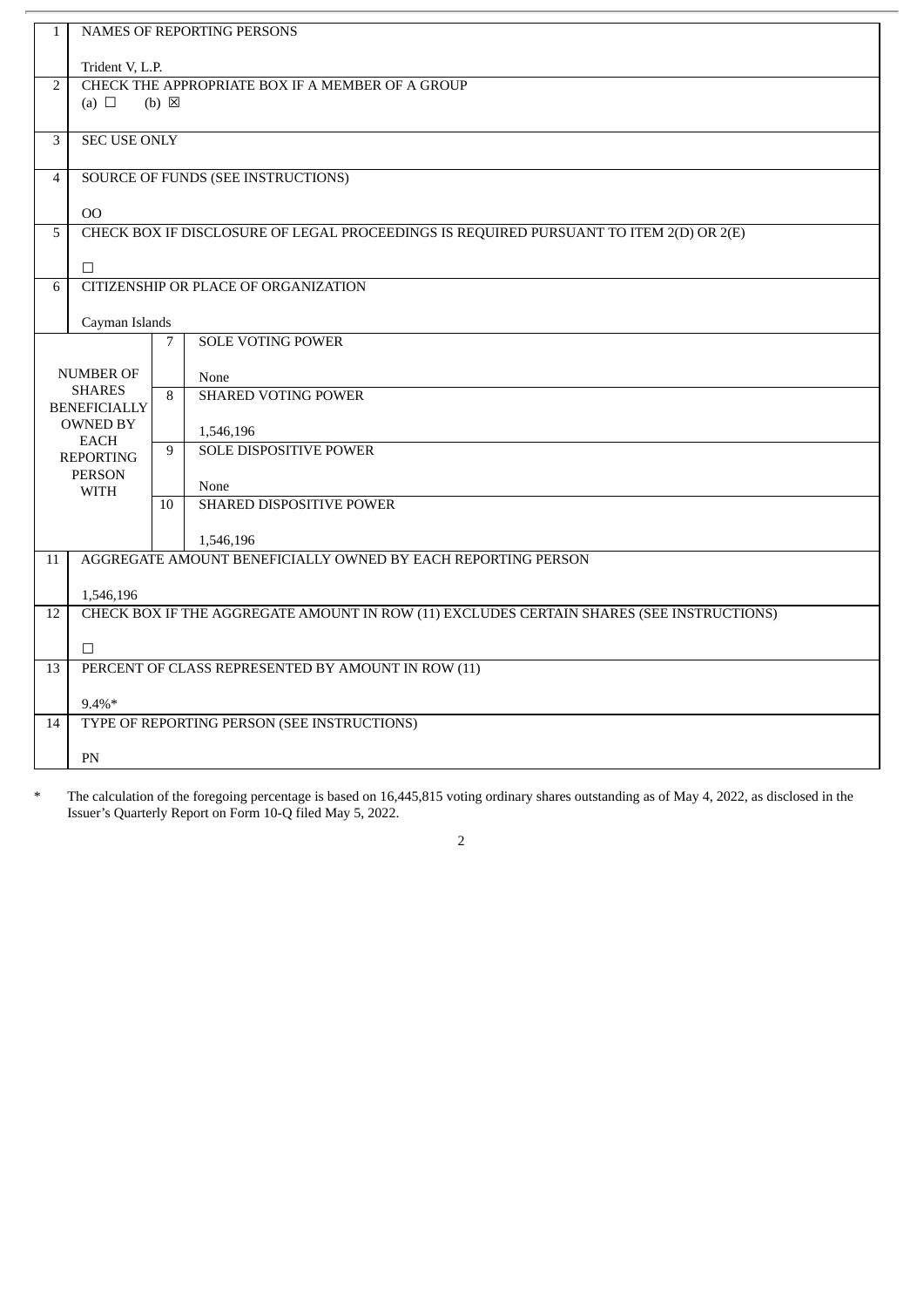| | | | |
|---|---|---|---|
| 1 | NAMES OF REPORTING PERSONS<br><br>Trident V, L.P. | | |
| 2 | CHECK THE APPROPRIATE BOX IF A MEMBER OF A GROUP<br>(a) ☐ (b) ☒ | | |
| 3 | SEC USE ONLY | | |
| 4 | SOURCE OF FUNDS (SEE INSTRUCTIONS)<br><br>OO | | |
| 5 | CHECK BOX IF DISCLOSURE OF LEGAL PROCEEDINGS IS REQUIRED PURSUANT TO ITEM 2(D) OR 2(E)<br><br>☐ | | |
| 6 | CITIZENSHIP OR PLACE OF ORGANIZATION<br><br>Cayman Islands | | |
| NUMBER OF SHARES BENEFICIALLY OWNED BY EACH REPORTING PERSON WITH | | 7 | SOLE VOTING POWER<br><br>None |
| | | 8 | SHARED VOTING POWER<br><br>1,546,196 |
| | | 9 | SOLE DISPOSITIVE POWER<br><br>None |
| | | 10 | SHARED DISPOSITIVE POWER<br><br>1,546,196 |
| 11 | AGGREGATE AMOUNT BENEFICIALLY OWNED BY EACH REPORTING PERSON<br><br>1,546,196 | | |
| 12 | CHECK BOX IF THE AGGREGATE AMOUNT IN ROW (11) EXCLUDES CERTAIN SHARES (SEE INSTRUCTIONS)<br><br>☐ | | |
| 13 | PERCENT OF CLASS REPRESENTED BY AMOUNT IN ROW (11)<br><br>9.4%* | | |
| 14 | TYPE OF REPORTING PERSON (SEE INSTRUCTIONS)<br><br>PN | | |

\* The calculation of the foregoing percentage is based on 16,445,815 voting ordinary shares outstanding as of May 4, 2022, as disclosed in the Issuer's Quarterly Report on Form 10-Q filed May 5, 2022.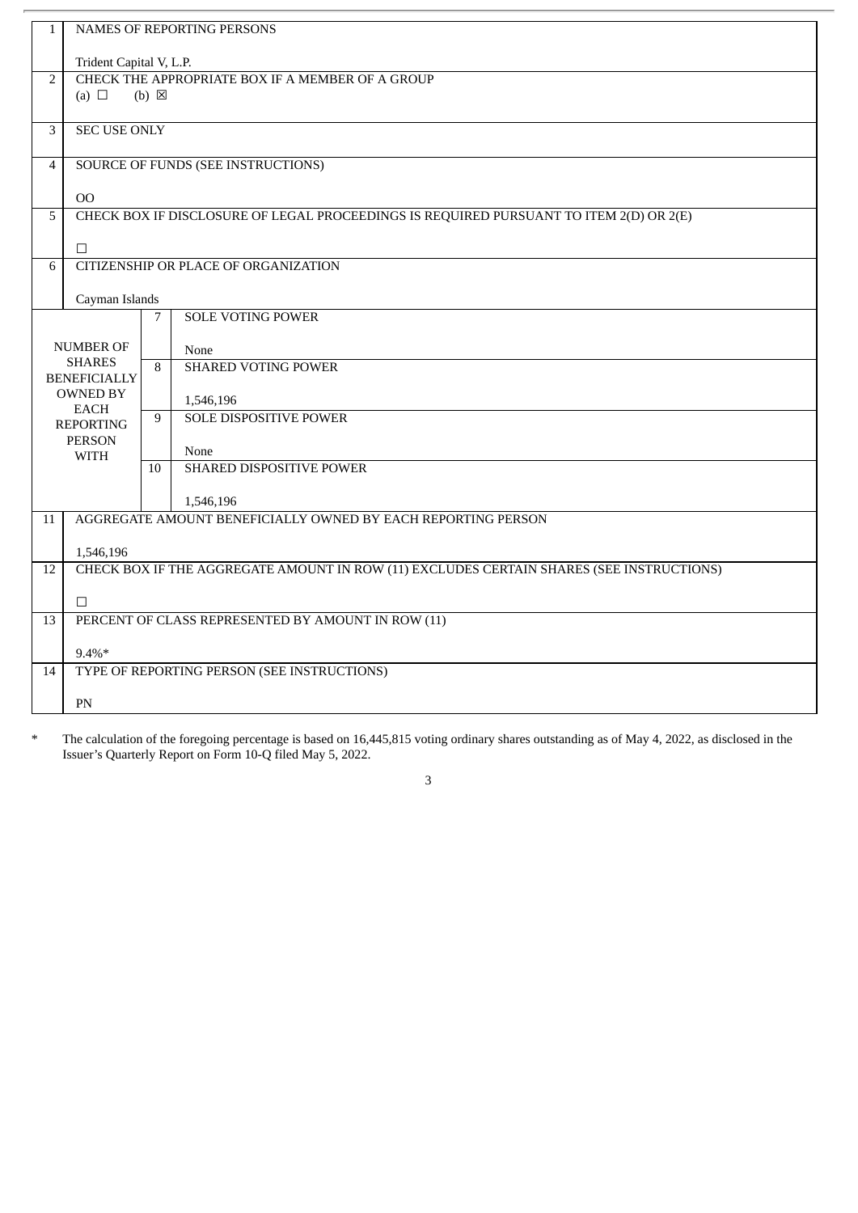| | | | |
|---|---|---|---|
| 1 | NAMES OF REPORTING PERSONS<br><br>Trident Capital V, L.P. | | |
| 2 | CHECK THE APPROPRIATE BOX IF A MEMBER OF A GROUP<br>(a) ☐ (b) ☒ | | |
| 3 | SEC USE ONLY | | |
| 4 | SOURCE OF FUNDS (SEE INSTRUCTIONS)<br><br>OO | | |
| 5 | CHECK BOX IF DISCLOSURE OF LEGAL PROCEEDINGS IS REQUIRED PURSUANT TO ITEM 2(D) OR 2(E)<br><br>☐ | | |
| 6 | CITIZENSHIP OR PLACE OF ORGANIZATION<br><br>Cayman Islands | | |
| NUMBER OF SHARES BENEFICIALLY OWNED BY EACH REPORTING PERSON WITH | | 7 | SOLE VOTING POWER<br><br>None |
| | | 8 | SHARED VOTING POWER<br><br>1,546,196 |
| | | 9 | SOLE DISPOSITIVE POWER<br><br>None |
| | | 10 | SHARED DISPOSITIVE POWER<br><br>1,546,196 |
| 11 | AGGREGATE AMOUNT BENEFICIALLY OWNED BY EACH REPORTING PERSON<br><br>1,546,196 | | |
| 12 | CHECK BOX IF THE AGGREGATE AMOUNT IN ROW (11) EXCLUDES CERTAIN SHARES (SEE INSTRUCTIONS)<br><br>☐ | | |
| 13 | PERCENT OF CLASS REPRESENTED BY AMOUNT IN ROW (11)<br><br>9.4%* | | |
| 14 | TYPE OF REPORTING PERSON (SEE INSTRUCTIONS)<br><br>PN | | |

\* The calculation of the foregoing percentage is based on 16,445,815 voting ordinary shares outstanding as of May 4, 2022, as disclosed in the Issuer's Quarterly Report on Form 10-Q filed May 5, 2022.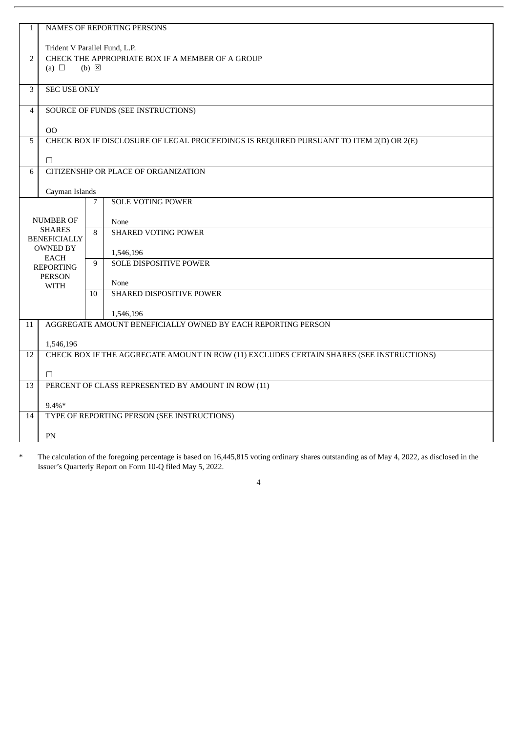| 1 | NAMES OF REPORTING PERSONS<br><br>Trident V Parallel Fund, L.P. | | |
|---|---|---|---|
| 2 | CHECK THE APPROPRIATE BOX IF A MEMBER OF A GROUP<br>(a) ☐ (b) ☒ | | |
| 3 | SEC USE ONLY | | |
| 4 | SOURCE OF FUNDS (SEE INSTRUCTIONS)<br><br>OO | | |
| 5 | CHECK BOX IF DISCLOSURE OF LEGAL PROCEEDINGS IS REQUIRED PURSUANT TO ITEM 2(D) OR 2(E)<br><br>☐ | | |
| 6 | CITIZENSHIP OR PLACE OF ORGANIZATION<br><br>Cayman Islands | | |
| NUMBER OF SHARES BENEFICIALLY OWNED BY EACH REPORTING PERSON WITH | | 7 | SOLE VOTING POWER<br><br>None |
| | | 8 | SHARED VOTING POWER<br><br>1,546,196 |
| | | 9 | SOLE DISPOSITIVE POWER<br><br>None |
| | | 10 | SHARED DISPOSITIVE POWER<br><br>1,546,196 |
| 11 | AGGREGATE AMOUNT BENEFICIALLY OWNED BY EACH REPORTING PERSON<br><br>1,546,196 | | |
| 12 | CHECK BOX IF THE AGGREGATE AMOUNT IN ROW (11) EXCLUDES CERTAIN SHARES (SEE INSTRUCTIONS)<br><br>☐ | | |
| 13 | PERCENT OF CLASS REPRESENTED BY AMOUNT IN ROW (11)<br><br>9.4%* | | |
| 14 | TYPE OF REPORTING PERSON (SEE INSTRUCTIONS)<br><br>PN | | |

\* The calculation of the foregoing percentage is based on 16,445,815 voting ordinary shares outstanding as of May 4, 2022, as disclosed in the Issuer's Quarterly Report on Form 10-Q filed May 5, 2022.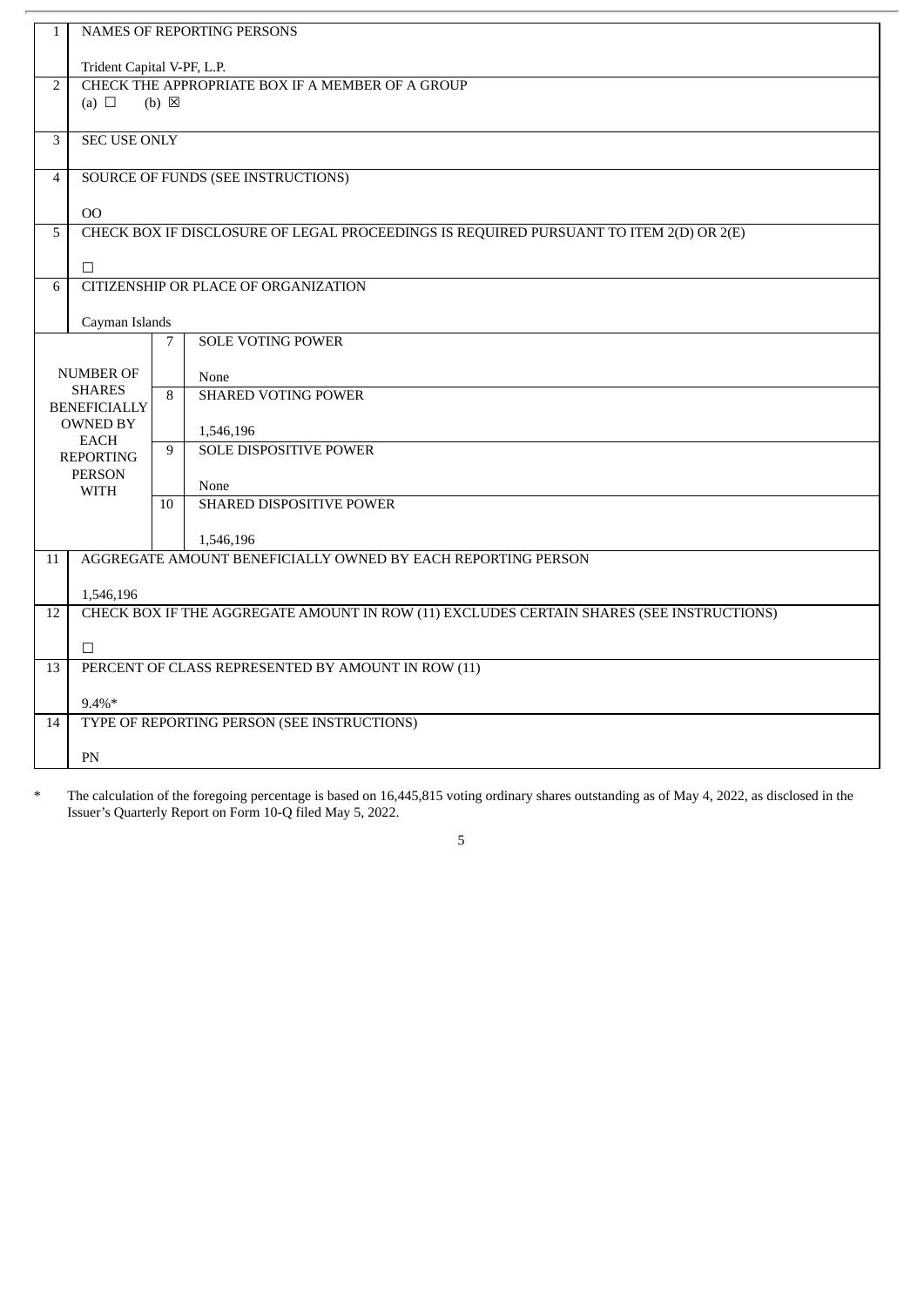| 1 | NAMES OF REPORTING PERSONS<br><br>Trident Capital V-PF, L.P. | | |
|---|---|---|---|
| 2 | CHECK THE APPROPRIATE BOX IF A MEMBER OF A GROUP<br>(a) ☐ (b) ☒ | | |
| 3 | SEC USE ONLY | | |
| 4 | SOURCE OF FUNDS (SEE INSTRUCTIONS)<br><br>OO | | |
| 5 | CHECK BOX IF DISCLOSURE OF LEGAL PROCEEDINGS IS REQUIRED PURSUANT TO ITEM 2(D) OR 2(E)<br><br>☐ | | |
| 6 | CITIZENSHIP OR PLACE OF ORGANIZATION<br><br>Cayman Islands | | |
| NUMBER OF SHARES BENEFICIALLY OWNED BY EACH REPORTING PERSON WITH | | 7 | SOLE VOTING POWER<br><br>None |
| | | 8 | SHARED VOTING POWER<br><br>1,546,196 |
| | | 9 | SOLE DISPOSITIVE POWER<br><br>None |
| | | 10 | SHARED DISPOSITIVE POWER<br><br>1,546,196 |
| 11 | AGGREGATE AMOUNT BENEFICIALLY OWNED BY EACH REPORTING PERSON<br><br>1,546,196 | | |
| 12 | CHECK BOX IF THE AGGREGATE AMOUNT IN ROW (11) EXCLUDES CERTAIN SHARES (SEE INSTRUCTIONS)<br><br>☐ | | |
| 13 | PERCENT OF CLASS REPRESENTED BY AMOUNT IN ROW (11)<br><br>9.4%* | | |
| 14 | TYPE OF REPORTING PERSON (SEE INSTRUCTIONS)<br><br>PN | | |

\* The calculation of the foregoing percentage is based on 16,445,815 voting ordinary shares outstanding as of May 4, 2022, as disclosed in the Issuer's Quarterly Report on Form 10-Q filed May 5, 2022.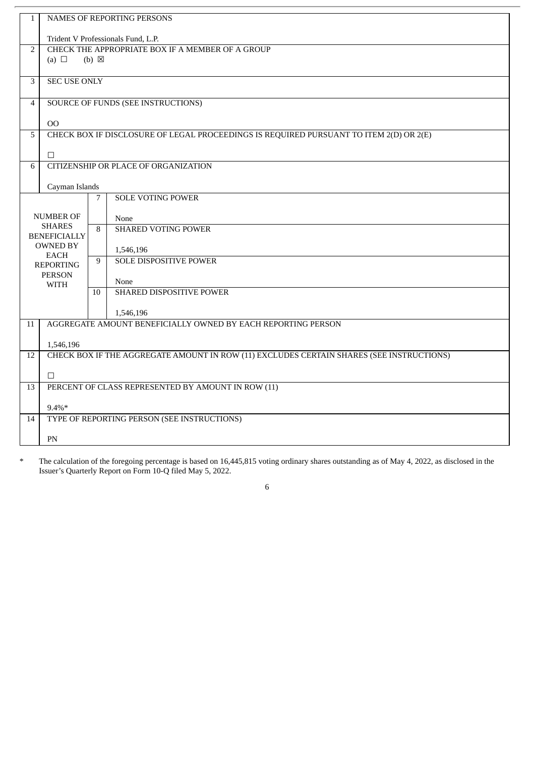| | | | |
|---|---|---|---|
| 1 | NAMES OF REPORTING PERSONS<br><br>Trident V Professionals Fund, L.P. | | |
| 2 | CHECK THE APPROPRIATE BOX IF A MEMBER OF A GROUP<br>(a) ☐ (b) ☒ | | |
| 3 | SEC USE ONLY | | |
| 4 | SOURCE OF FUNDS (SEE INSTRUCTIONS)<br><br>OO | | |
| 5 | CHECK BOX IF DISCLOSURE OF LEGAL PROCEEDINGS IS REQUIRED PURSUANT TO ITEM 2(D) OR 2(E)<br><br>☐ | | |
| 6 | CITIZENSHIP OR PLACE OF ORGANIZATION<br><br>Cayman Islands | | |
| NUMBER OF SHARES BENEFICIALLY OWNED BY EACH REPORTING PERSON WITH | | 7 | SOLE VOTING POWER<br><br>None |
| | | 8 | SHARED VOTING POWER<br><br>1,546,196 |
| | | 9 | SOLE DISPOSITIVE POWER<br><br>None |
| | | 10 | SHARED DISPOSITIVE POWER<br><br>1,546,196 |
| 11 | AGGREGATE AMOUNT BENEFICIALLY OWNED BY EACH REPORTING PERSON<br><br>1,546,196 | | |
| 12 | CHECK BOX IF THE AGGREGATE AMOUNT IN ROW (11) EXCLUDES CERTAIN SHARES (SEE INSTRUCTIONS)<br><br>☐ | | |
| 13 | PERCENT OF CLASS REPRESENTED BY AMOUNT IN ROW (11)<br><br>9.4%* | | |
| 14 | TYPE OF REPORTING PERSON (SEE INSTRUCTIONS)<br><br>PN | | |

\* The calculation of the foregoing percentage is based on 16,445,815 voting ordinary shares outstanding as of May 4, 2022, as disclosed in the Issuer's Quarterly Report on Form 10-Q filed May 5, 2022.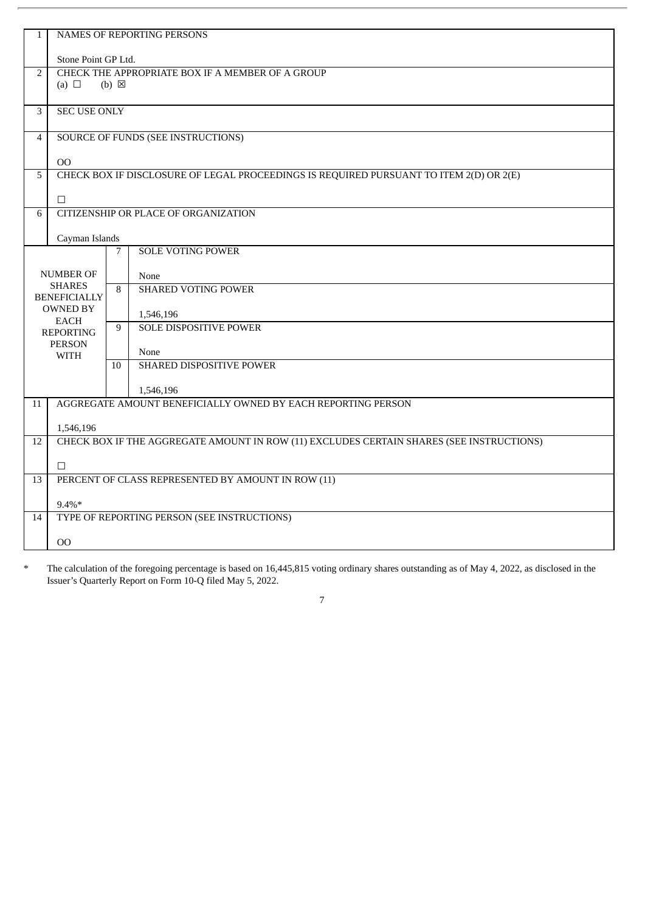| 1 | NAMES OF REPORTING PERSONS<br><br>Stone Point GP Ltd. | | |
|---|---|---|---|
| 2 | CHECK THE APPROPRIATE BOX IF A MEMBER OF A GROUP<br>(a) ☐ (b) ☒ | | |
| 3 | SEC USE ONLY | | |
| 4 | SOURCE OF FUNDS (SEE INSTRUCTIONS)<br><br>OO | | |
| 5 | CHECK BOX IF DISCLOSURE OF LEGAL PROCEEDINGS IS REQUIRED PURSUANT TO ITEM 2(D) OR 2(E)<br><br>☐ | | |
| 6 | CITIZENSHIP OR PLACE OF ORGANIZATION<br><br>Cayman Islands | | |
| NUMBER OF SHARES BENEFICIALLY OWNED BY EACH REPORTING PERSON WITH | | 7 | SOLE VOTING POWER<br><br>None |
| | | 8 | SHARED VOTING POWER<br><br>1,546,196 |
| | | 9 | SOLE DISPOSITIVE POWER<br><br>None |
| | | 10 | SHARED DISPOSITIVE POWER<br><br>1,546,196 |
| 11 | AGGREGATE AMOUNT BENEFICIALLY OWNED BY EACH REPORTING PERSON<br><br>1,546,196 | | |
| 12 | CHECK BOX IF THE AGGREGATE AMOUNT IN ROW (11) EXCLUDES CERTAIN SHARES (SEE INSTRUCTIONS)<br><br>☐ | | |
| 13 | PERCENT OF CLASS REPRESENTED BY AMOUNT IN ROW (11)<br><br>9.4%* | | |
| 14 | TYPE OF REPORTING PERSON (SEE INSTRUCTIONS)<br><br>OO | | |

* The calculation of the foregoing percentage is based on 16,445,815 voting ordinary shares outstanding as of May 4, 2022, as disclosed in the Issuer's Quarterly Report on Form 10-Q filed May 5, 2022.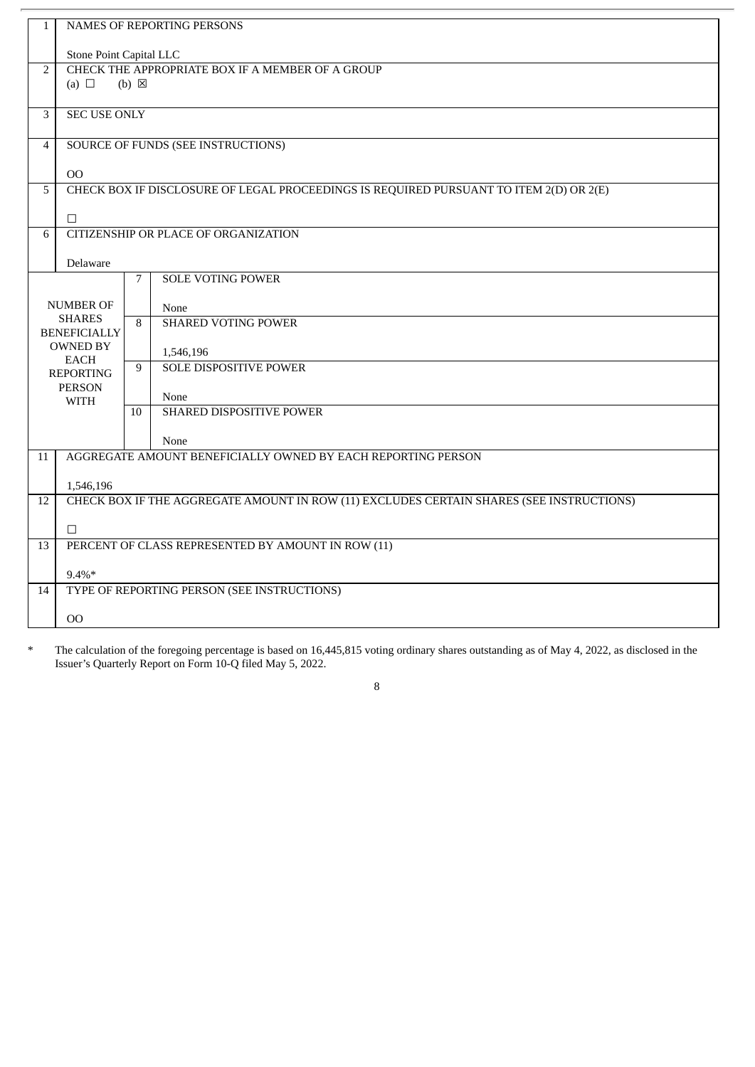| 1 | NAMES OF REPORTING PERSONS<br><br>Stone Point Capital LLC | | |
|---|---|---|---|
| 2 | CHECK THE APPROPRIATE BOX IF A MEMBER OF A GROUP<br>(a) ☐ (b) ☒ | | |
| 3 | SEC USE ONLY | | |
| 4 | SOURCE OF FUNDS (SEE INSTRUCTIONS)<br><br>OO | | |
| 5 | CHECK BOX IF DISCLOSURE OF LEGAL PROCEEDINGS IS REQUIRED PURSUANT TO ITEM 2(D) OR 2(E)<br><br>☐ | | |
| 6 | CITIZENSHIP OR PLACE OF ORGANIZATION<br><br>Delaware | | |
| NUMBER OF SHARES BENEFICIALLY OWNED BY EACH REPORTING PERSON WITH | | 7 | SOLE VOTING POWER<br><br>None |
| | | 8 | SHARED VOTING POWER<br><br>1,546,196 |
| | | 9 | SOLE DISPOSITIVE POWER<br><br>None |
| | | 10 | SHARED DISPOSITIVE POWER<br><br>None |
| 11 | AGGREGATE AMOUNT BENEFICIALLY OWNED BY EACH REPORTING PERSON<br><br>1,546,196 | | |
| 12 | CHECK BOX IF THE AGGREGATE AMOUNT IN ROW (11) EXCLUDES CERTAIN SHARES (SEE INSTRUCTIONS)<br><br>☐ | | |
| 13 | PERCENT OF CLASS REPRESENTED BY AMOUNT IN ROW (11)<br><br>9.4%* | | |
| 14 | TYPE OF REPORTING PERSON (SEE INSTRUCTIONS)<br><br>OO | | |

\* The calculation of the foregoing percentage is based on 16,445,815 voting ordinary shares outstanding as of May 4, 2022, as disclosed in the Issuer's Quarterly Report on Form 10-Q filed May 5, 2022.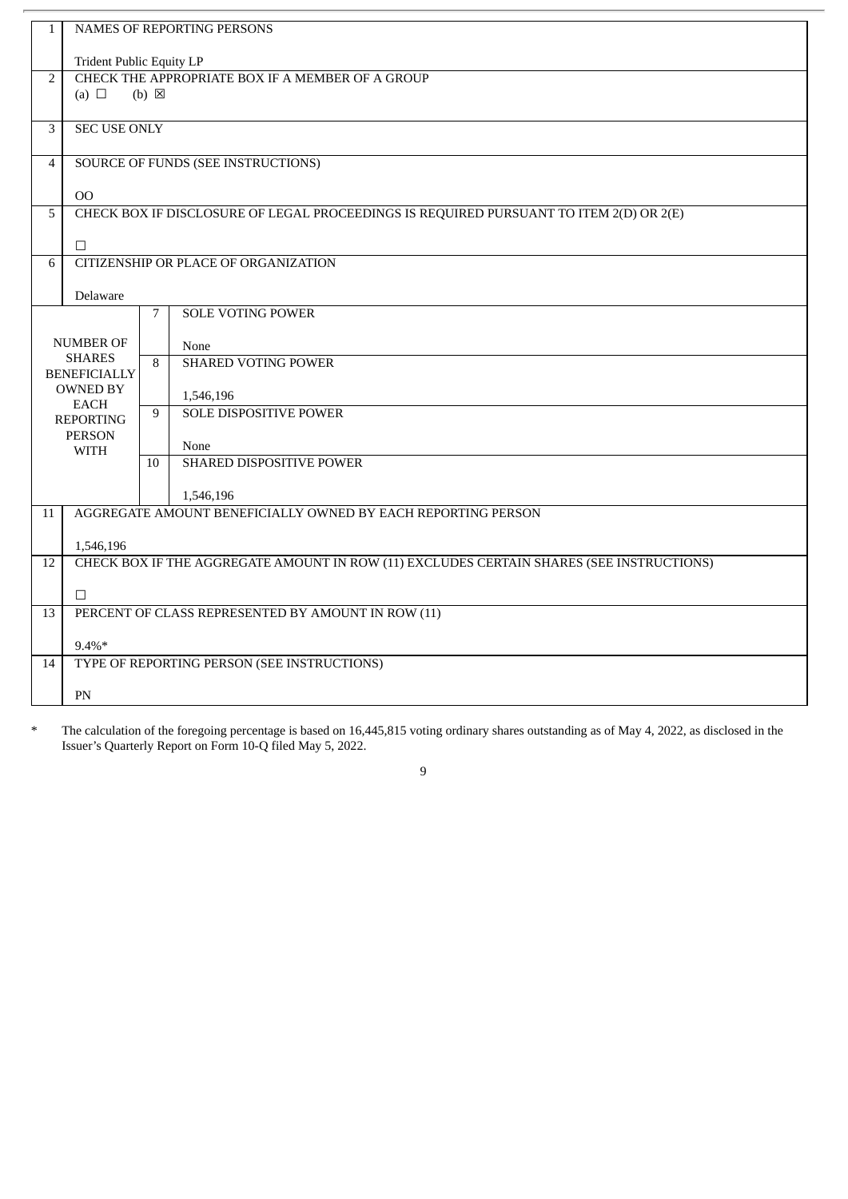| | | | |
|---|---|---|---|
| 1 | NAMES OF REPORTING PERSONS<br><br>Trident Public Equity LP | | |
| 2 | CHECK THE APPROPRIATE BOX IF A MEMBER OF A GROUP<br>(a) ☐ (b) ☒ | | |
| 3 | SEC USE ONLY | | |
| 4 | SOURCE OF FUNDS (SEE INSTRUCTIONS)<br><br>OO | | |
| 5 | CHECK BOX IF DISCLOSURE OF LEGAL PROCEEDINGS IS REQUIRED PURSUANT TO ITEM 2(D) OR 2(E)<br><br>☐ | | |
| 6 | CITIZENSHIP OR PLACE OF ORGANIZATION<br><br>Delaware | | |
| NUMBER OF SHARES BENEFICIALLY OWNED BY EACH REPORTING PERSON WITH | | 7 | SOLE VOTING POWER<br><br>None |
| | | 8 | SHARED VOTING POWER<br><br>1,546,196 |
| | | 9 | SOLE DISPOSITIVE POWER<br><br>None |
| | | 10 | SHARED DISPOSITIVE POWER<br><br>1,546,196 |
| 11 | AGGREGATE AMOUNT BENEFICIALLY OWNED BY EACH REPORTING PERSON<br><br>1,546,196 | | |
| 12 | CHECK BOX IF THE AGGREGATE AMOUNT IN ROW (11) EXCLUDES CERTAIN SHARES (SEE INSTRUCTIONS)<br><br>☐ | | |
| 13 | PERCENT OF CLASS REPRESENTED BY AMOUNT IN ROW (11)<br><br>9.4%* | | |
| 14 | TYPE OF REPORTING PERSON (SEE INSTRUCTIONS)<br><br>PN | | |

\* The calculation of the foregoing percentage is based on 16,445,815 voting ordinary shares outstanding as of May 4, 2022, as disclosed in the Issuer's Quarterly Report on Form 10-Q filed May 5, 2022.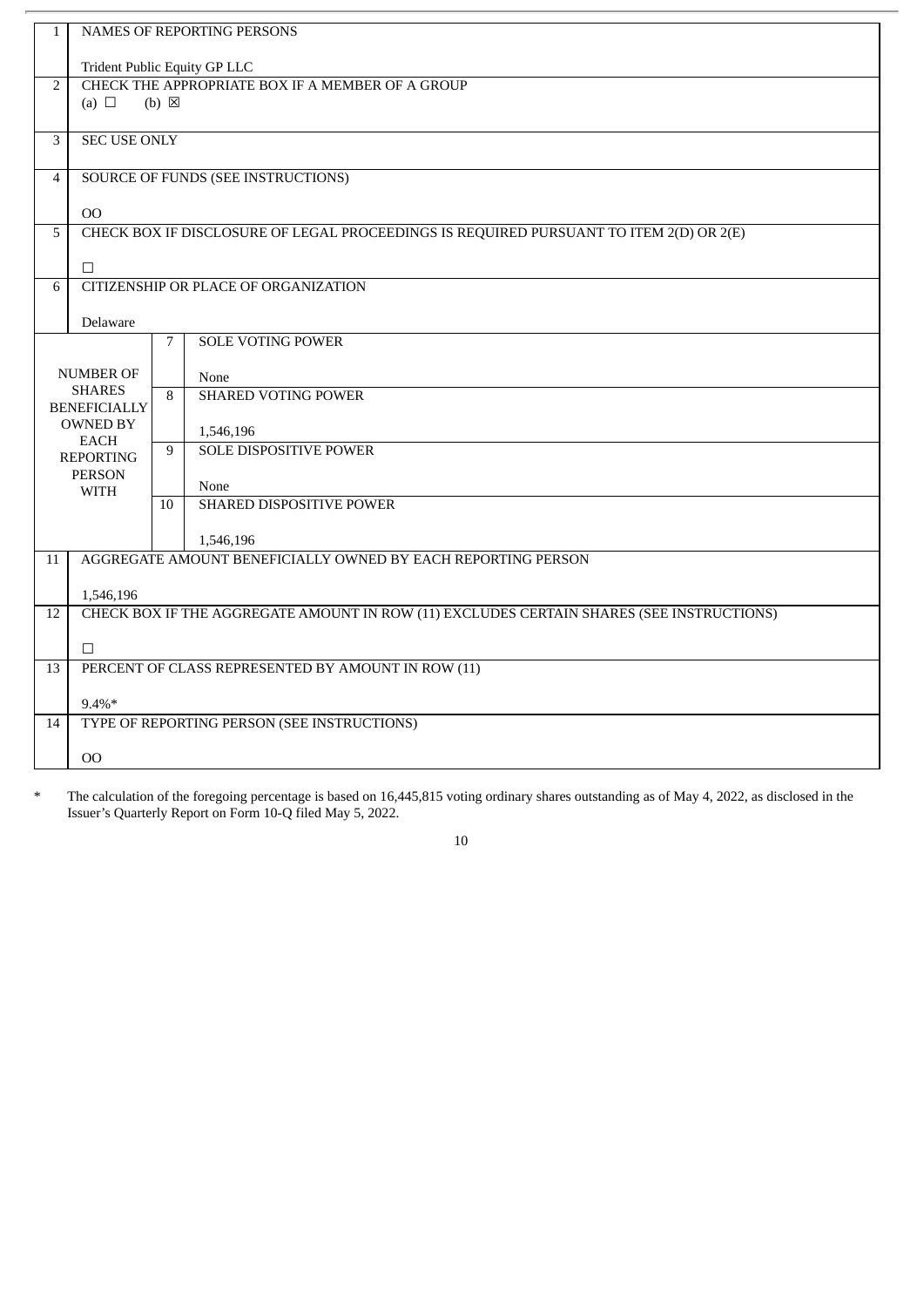| 1 | NAMES OF REPORTING PERSONS<br><br>Trident Public Equity GP LLC | | |
|---|---|---|---|
| 2 | CHECK THE APPROPRIATE BOX IF A MEMBER OF A GROUP<br>(a) ☐ (b) ☒ | | |
| 3 | SEC USE ONLY | | |
| 4 | SOURCE OF FUNDS (SEE INSTRUCTIONS)<br><br>OO | | |
| 5 | CHECK BOX IF DISCLOSURE OF LEGAL PROCEEDINGS IS REQUIRED PURSUANT TO ITEM 2(D) OR 2(E)<br><br>☐ | | |
| 6 | CITIZENSHIP OR PLACE OF ORGANIZATION<br><br>Delaware | | |
| NUMBER OF SHARES BENEFICIALLY OWNED BY EACH REPORTING PERSON WITH | | 7 | SOLE VOTING POWER<br><br>None |
| | | 8 | SHARED VOTING POWER<br><br>1,546,196 |
| | | 9 | SOLE DISPOSITIVE POWER<br><br>None |
| | | 10 | SHARED DISPOSITIVE POWER<br><br>1,546,196 |
| 11 | AGGREGATE AMOUNT BENEFICIALLY OWNED BY EACH REPORTING PERSON<br><br>1,546,196 | | |
| 12 | CHECK BOX IF THE AGGREGATE AMOUNT IN ROW (11) EXCLUDES CERTAIN SHARES (SEE INSTRUCTIONS)<br><br>☐ | | |
| 13 | PERCENT OF CLASS REPRESENTED BY AMOUNT IN ROW (11)<br><br>9.4%* | | |
| 14 | TYPE OF REPORTING PERSON (SEE INSTRUCTIONS)<br><br>OO | | |

\* The calculation of the foregoing percentage is based on 16,445,815 voting ordinary shares outstanding as of May 4, 2022, as disclosed in the Issuer's Quarterly Report on Form 10-Q filed May 5, 2022.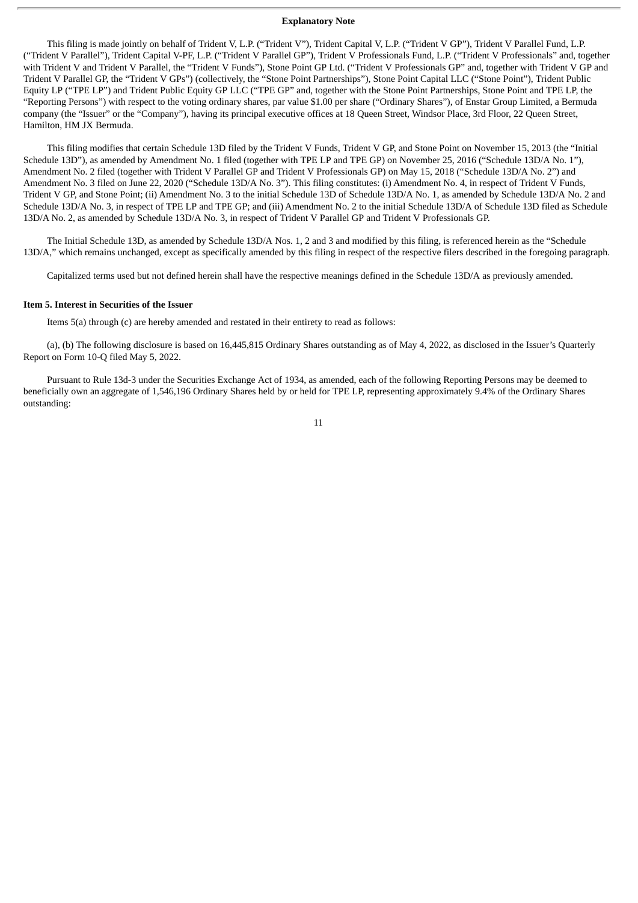**Explanatory Note**

This filing is made jointly on behalf of Trident V, L.P. ("Trident V"), Trident Capital V, L.P. ("Trident V GP"), Trident V Parallel Fund, L.P. ("Trident V Parallel"), Trident Capital V-PF, L.P. ("Trident V Parallel GP"), Trident V Professionals Fund, L.P. ("Trident V Professionals" and, together with Trident V and Trident V Parallel, the "Trident V Funds"), Stone Point GP Ltd. ("Trident V Professionals GP" and, together with Trident V GP and Trident V Parallel GP, the "Trident V GPs") (collectively, the "Stone Point Partnerships"), Stone Point Capital LLC ("Stone Point"), Trident Public Equity LP ("TPE LP") and Trident Public Equity GP LLC ("TPE GP" and, together with the Stone Point Partnerships, Stone Point and TPE LP, the "Reporting Persons") with respect to the voting ordinary shares, par value $1.00 per share ("Ordinary Shares"), of Enstar Group Limited, a Bermuda company (the "Issuer" or the "Company"), having its principal executive offices at 18 Queen Street, Windsor Place, 3rd Floor, 22 Queen Street, Hamilton, HM JX Bermuda.

This filing modifies that certain Schedule 13D filed by the Trident V Funds, Trident V GP, and Stone Point on November 15, 2013 (the "Initial Schedule 13D"), as amended by Amendment No. 1 filed (together with TPE LP and TPE GP) on November 25, 2016 ("Schedule 13D/A No. 1"), Amendment No. 2 filed (together with Trident V Parallel GP and Trident V Professionals GP) on May 15, 2018 ("Schedule 13D/A No. 2") and Amendment No. 3 filed on June 22, 2020 ("Schedule 13D/A No. 3"). This filing constitutes: (i) Amendment No. 4, in respect of Trident V Funds, Trident V GP, and Stone Point; (ii) Amendment No. 3 to the initial Schedule 13D of Schedule 13D/A No. 1, as amended by Schedule 13D/A No. 2 and Schedule 13D/A No. 3, in respect of TPE LP and TPE GP; and (iii) Amendment No. 2 to the initial Schedule 13D/A of Schedule 13D filed as Schedule 13D/A No. 2, as amended by Schedule 13D/A No. 3, in respect of Trident V Parallel GP and Trident V Professionals GP.

The Initial Schedule 13D, as amended by Schedule 13D/A Nos. 1, 2 and 3 and modified by this filing, is referenced herein as the "Schedule 13D/A," which remains unchanged, except as specifically amended by this filing in respect of the respective filers described in the foregoing paragraph.

Capitalized terms used but not defined herein shall have the respective meanings defined in the Schedule 13D/A as previously amended.

**Item 5. Interest in Securities of the Issuer**

Items 5(a) through (c) are hereby amended and restated in their entirety to read as follows:

(a), (b) The following disclosure is based on 16,445,815 Ordinary Shares outstanding as of May 4, 2022, as disclosed in the Issuer's Quarterly Report on Form 10-Q filed May 5, 2022.

Pursuant to Rule 13d-3 under the Securities Exchange Act of 1934, as amended, each of the following Reporting Persons may be deemed to beneficially own an aggregate of 1,546,196 Ordinary Shares held by or held for TPE LP, representing approximately 9.4% of the Ordinary Shares outstanding: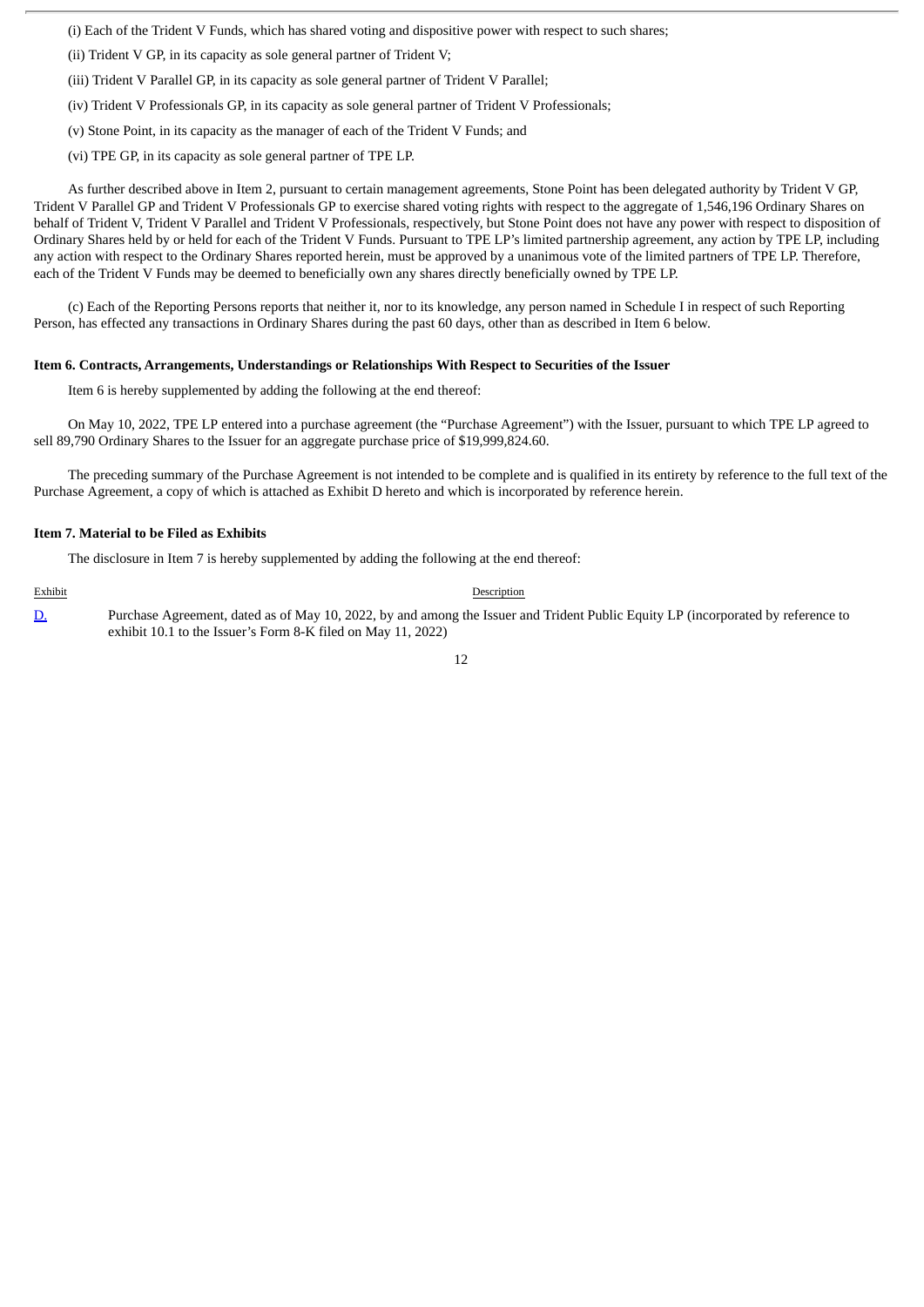(i) Each of the Trident V Funds, which has shared voting and dispositive power with respect to such shares;

(ii) Trident V GP, in its capacity as sole general partner of Trident V;

(iii) Trident V Parallel GP, in its capacity as sole general partner of Trident V Parallel;

(iv) Trident V Professionals GP, in its capacity as sole general partner of Trident V Professionals;

(v) Stone Point, in its capacity as the manager of each of the Trident V Funds; and

(vi) TPE GP, in its capacity as sole general partner of TPE LP.

As further described above in Item 2, pursuant to certain management agreements, Stone Point has been delegated authority by Trident V GP, Trident V Parallel GP and Trident V Professionals GP to exercise shared voting rights with respect to the aggregate of 1,546,196 Ordinary Shares on behalf of Trident V, Trident V Parallel and Trident V Professionals, respectively, but Stone Point does not have any power with respect to disposition of Ordinary Shares held by or held for each of the Trident V Funds. Pursuant to TPE LP's limited partnership agreement, any action by TPE LP, including any action with respect to the Ordinary Shares reported herein, must be approved by a unanimous vote of the limited partners of TPE LP. Therefore, each of the Trident V Funds may be deemed to beneficially own any shares directly beneficially owned by TPE LP.

(c) Each of the Reporting Persons reports that neither it, nor to its knowledge, any person named in Schedule I in respect of such Reporting Person, has effected any transactions in Ordinary Shares during the past 60 days, other than as described in Item 6 below.

**Item 6. Contracts, Arrangements, Understandings or Relationships With Respect to Securities of the Issuer**

Item 6 is hereby supplemented by adding the following at the end thereof:

On May 10, 2022, TPE LP entered into a purchase agreement (the "Purchase Agreement") with the Issuer, pursuant to which TPE LP agreed to sell 89,790 Ordinary Shares to the Issuer for an aggregate purchase price of $19,999,824.60.

The preceding summary of the Purchase Agreement is not intended to be complete and is qualified in its entirety by reference to the full text of the Purchase Agreement, a copy of which is attached as Exhibit D hereto and which is incorporated by reference herein.

**Item 7. Material to be Filed as Exhibits**

The disclosure in Item 7 is hereby supplemented by adding the following at the end thereof:

| Exhibit | Description |
|---|---|
| D. | Purchase Agreement, dated as of May 10, 2022, by and among the Issuer and Trident Public Equity LP (incorporated by reference to exhibit 10.1 to the Issuer's Form 8-K filed on May 11, 2022) |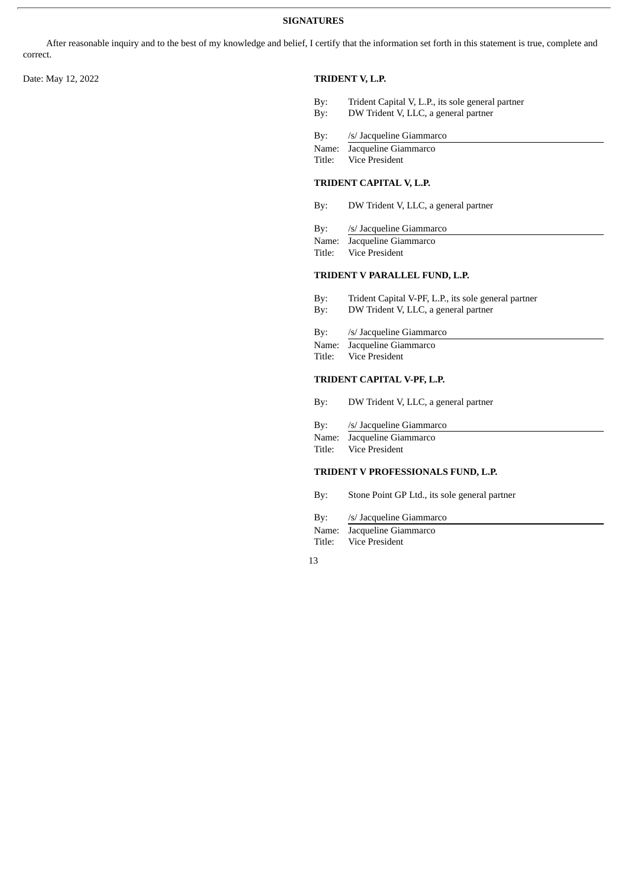**SIGNATURES**

After reasonable inquiry and to the best of my knowledge and belief, I certify that the information set forth in this statement is true, complete and correct.

Date: May 12, 2022

**TRIDENT V, L.P.**

By: Trident Capital V, L.P., its sole general partner
By: DW Trident V, LLC, a general partner

By: /s/ Jacqueline Giammarco
Name: Jacqueline Giammarco
Title: Vice President

**TRIDENT CAPITAL V, L.P.**

By: DW Trident V, LLC, a general partner

By: /s/ Jacqueline Giammarco
Name: Jacqueline Giammarco
Title: Vice President

**TRIDENT V PARALLEL FUND, L.P.**

By: Trident Capital V-PF, L.P., its sole general partner
By: DW Trident V, LLC, a general partner

By: /s/ Jacqueline Giammarco
Name: Jacqueline Giammarco
Title: Vice President

**TRIDENT CAPITAL V-PF, L.P.**

By: DW Trident V, LLC, a general partner

By: /s/ Jacqueline Giammarco
Name: Jacqueline Giammarco
Title: Vice President

**TRIDENT V PROFESSIONALS FUND, L.P.**

By: Stone Point GP Ltd., its sole general partner

By: /s/ Jacqueline Giammarco
Name: Jacqueline Giammarco
Title: Vice President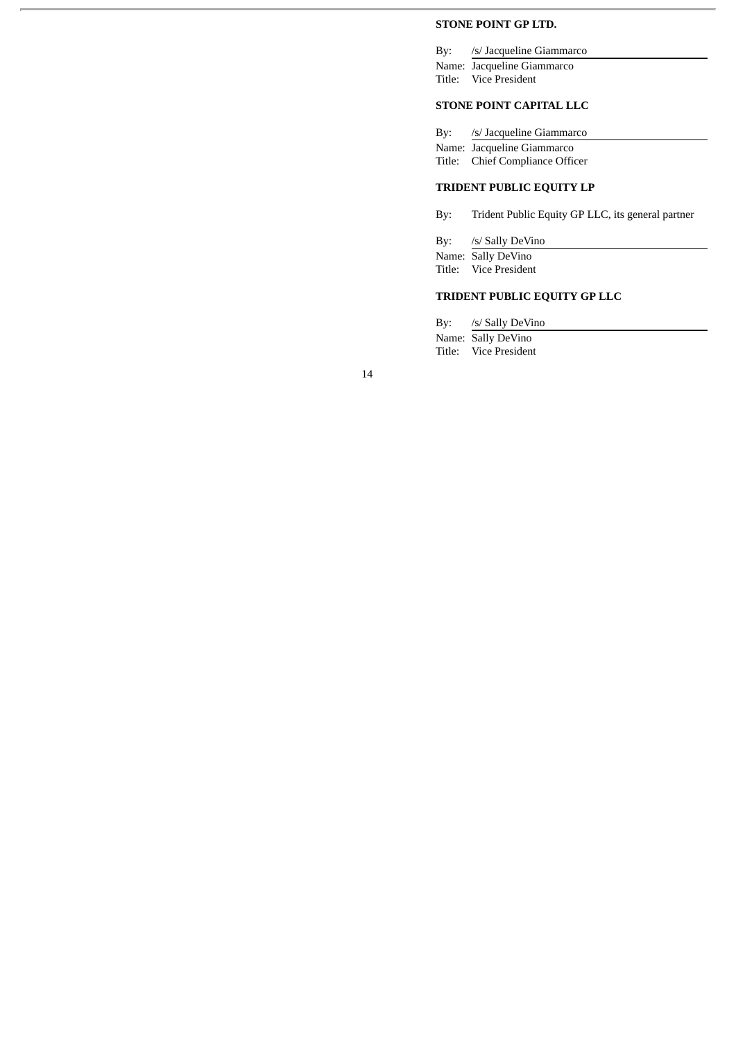**STONE POINT GP LTD.**

By: /s/ Jacqueline Giammarco
Name: Jacqueline Giammarco
Title: Vice President

**STONE POINT CAPITAL LLC**

By: /s/ Jacqueline Giammarco
Name: Jacqueline Giammarco
Title: Chief Compliance Officer

**TRIDENT PUBLIC EQUITY LP**

By: Trident Public Equity GP LLC, its general partner

By: /s/ Sally DeVino
Name: Sally DeVino
Title: Vice President

**TRIDENT PUBLIC EQUITY GP LLC**

By: /s/ Sally DeVino
Name: Sally DeVino
Title: Vice President